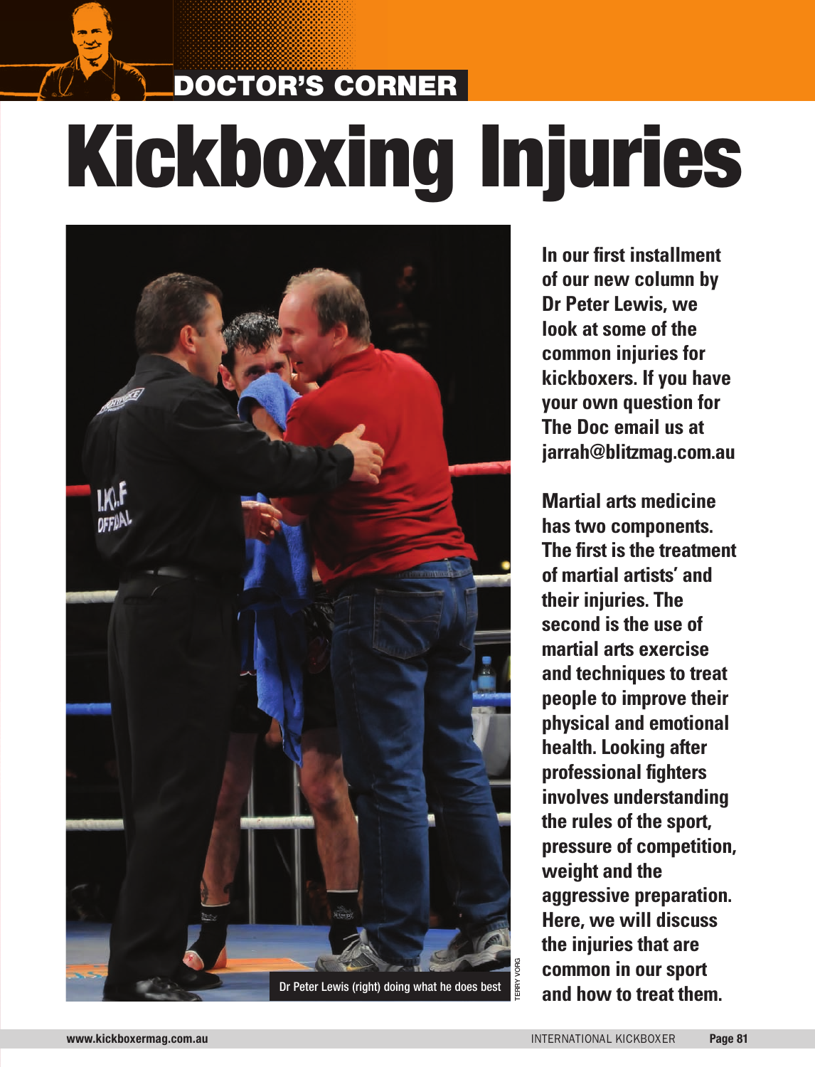DOCTOR'S CORNER

# Kickboxing Injuries

Dr Peter Lewis (right) doing what he does best

TERRY VORG

**In our first installment of our new column by Dr Peter Lewis, we look at some of the common injuries for kickboxers. If you have your own question for The Doc email us at jarrah@blitzmag.com.au**

**Martial arts medicine has two components. The first is the treatment of martial artists' and their injuries. The second is the use of martial arts exercise and techniques to treat people to improve their physical and emotional health. Looking after professional fighters involves understanding the rules of the sport, pressure of competition, weight and the aggressive preparation. Here, we will discuss the injuries that are common in our sport and how to treat them.**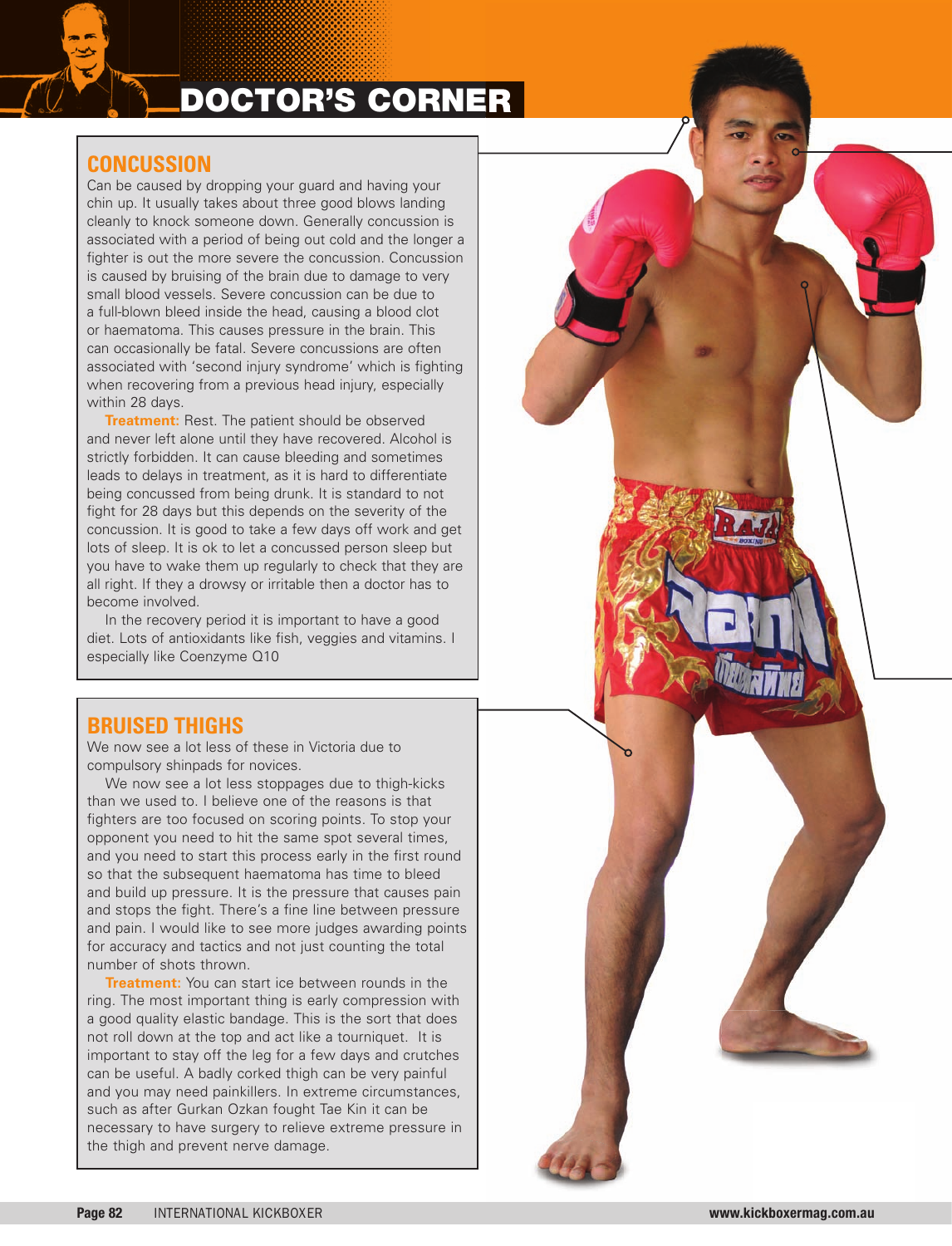# DOCTOR'S CORNER

## CONCUSSION

Can be caused by dropping your guard and having your chin up. It usually takes about three good blows landing cleanly to knock someone down. Generally concussion is associated with a period of being out cold and the longer a fighter is out the more severe the concussion. Concussion is caused by bruising of the brain due to damage to very small blood vessels. Severe concussion can be due to a full-blown bleed inside the head, causing a blood clot or haematoma. This causes pressure in the brain. This can occasionally be fatal. Severe concussions are often associated with 'second injury syndrome' which is fighting when recovering from a previous head injury, especially within 28 days.

**Treatment:** Rest. The patient should be observed and never left alone until they have recovered. Alcohol is strictly forbidden. It can cause bleeding and sometimes leads to delays in treatment, as it is hard to differentiate being concussed from being drunk. It is standard to not fight for 28 days but this depends on the severity of the concussion. It is good to take a few days off work and get lots of sleep. It is ok to let a concussed person sleep but you have to wake them up regularly to check that they are all right. If they a drowsy or irritable then a doctor has to become involved.

In the recovery period it is important to have a good diet. Lots of antioxidants like fish, veggies and vitamins. I especially like Coenzyme Q10

## BRUISED THIGHS

We now see a lot less of these in Victoria due to compulsory shinpads for novices.

We now see a lot less stoppages due to thigh-kicks than we used to. I believe one of the reasons is that fighters are too focused on scoring points. To stop your opponent you need to hit the same spot several times, and you need to start this process early in the first round so that the subsequent haematoma has time to bleed and build up pressure. It is the pressure that causes pain and stops the fight. There's a fine line between pressure and pain. I would like to see more judges awarding points for accuracy and tactics and not just counting the total number of shots thrown.

**Treatment:** You can start ice between rounds in the ring. The most important thing is early compression with a good quality elastic bandage. This is the sort that does not roll down at the top and act like a tourniquet. It is important to stay off the leg for a few days and crutches can be useful. A badly corked thigh can be very painful and you may need painkillers. In extreme circumstances, such as after Gurkan Ozkan fought Tae Kin it can be necessary to have surgery to relieve extreme pressure in the thigh and prevent nerve damage.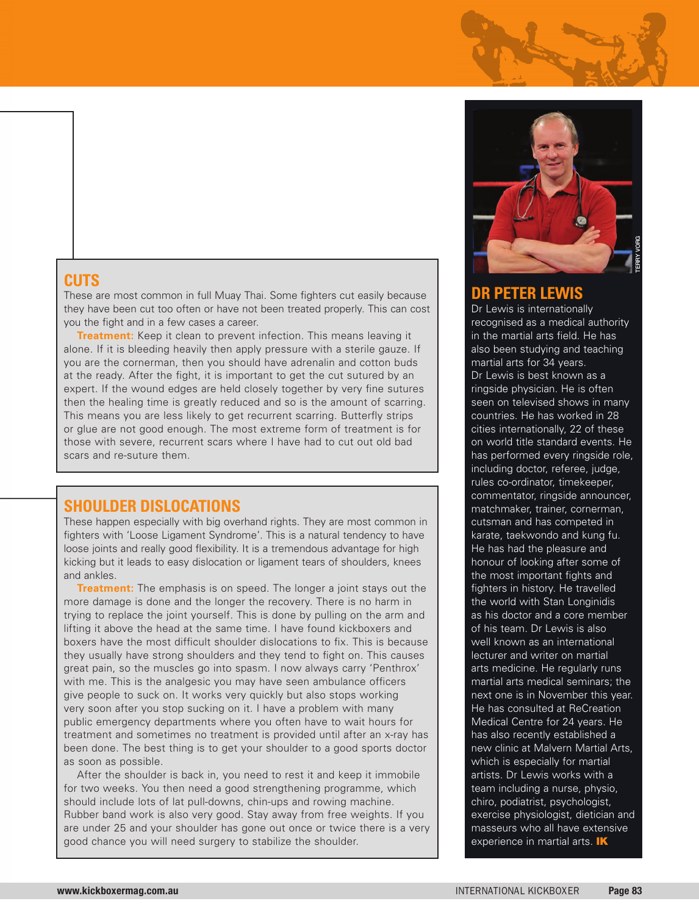## CUTS

These are most common in full Muay Thai. Some fighters cut easily because they have been cut too often or have not been treated properly. This can cost you the fight and in a few cases a career.

**Treatment:** Keep it clean to prevent infection. This means leaving it alone. If it is bleeding heavily then apply pressure with a sterile gauze. If you are the cornerman, then you should have adrenalin and cotton buds at the ready. After the fight, it is important to get the cut sutured by an expert. If the wound edges are held closely together by very fine sutures then the healing time is greatly reduced and so is the amount of scarring. This means you are less likely to get recurrent scarring. Butterfly strips or glue are not good enough. The most extreme form of treatment is for those with severe, recurrent scars where I have had to cut out old bad scars and re-suture them.

## SHOULDER DISLOCATIONS

These happen especially with big overhand rights. They are most common in fighters with 'Loose Ligament Syndrome'. This is a natural tendency to have loose joints and really good flexibility. It is a tremendous advantage for high kicking but it leads to easy dislocation or ligament tears of shoulders, knees and ankles.

**Treatment:** The emphasis is on speed. The longer a joint stays out the more damage is done and the longer the recovery. There is no harm in trying to replace the joint yourself. This is done by pulling on the arm and lifting it above the head at the same time. I have found kickboxers and boxers have the most difficult shoulder dislocations to fix. This is because they usually have strong shoulders and they tend to fight on. This causes great pain, so the muscles go into spasm. I now always carry 'Penthrox' with me. This is the analgesic you may have seen ambulance officers give people to suck on. It works very quickly but also stops working very soon after you stop sucking on it. I have a problem with many public emergency departments where you often have to wait hours for treatment and sometimes no treatment is provided until after an x-ray has been done. The best thing is to get your shoulder to a good sports doctor as soon as possible.

After the shoulder is back in, you need to rest it and keep it immobile for two weeks. You then need a good strengthening programme, which should include lots of lat pull-downs, chin-ups and rowing machine. Rubber band work is also very good. Stay away from free weights. If you are under 25 and your shoulder has gone out once or twice there is a very good chance you will need surgery to stabilize the shoulder.

TERRY VORG

## DR PETER LEWIS

Dr Lewis is internationally recognised as a medical authority in the martial arts field. He has also been studying and teaching martial arts for 34 years. Dr Lewis is best known as a ringside physician. He is often seen on televised shows in many countries. He has worked in 28 cities internationally, 22 of these on world title standard events. He has performed every ringside role, including doctor, referee, judge, rules co-ordinator, timekeeper, commentator, ringside announcer, matchmaker, trainer, cornerman, cutsman and has competed in karate, taekwondo and kung fu. He has had the pleasure and honour of looking after some of the most important fights and fighters in history. He travelled the world with Stan Longinidis as his doctor and a core member of his team. Dr Lewis is also well known as an international lecturer and writer on martial arts medicine. He regularly runs martial arts medical seminars; the next one is in November this year. He has consulted at ReCreation Medical Centre for 24 years. He has also recently established a new clinic at Malvern Martial Arts, which is especially for martial artists. Dr Lewis works with a team including a nurse, physio, chiro, podiatrist, psychologist, exercise physiologist, dietician and masseurs who all have extensive experience in martial arts. **IK**